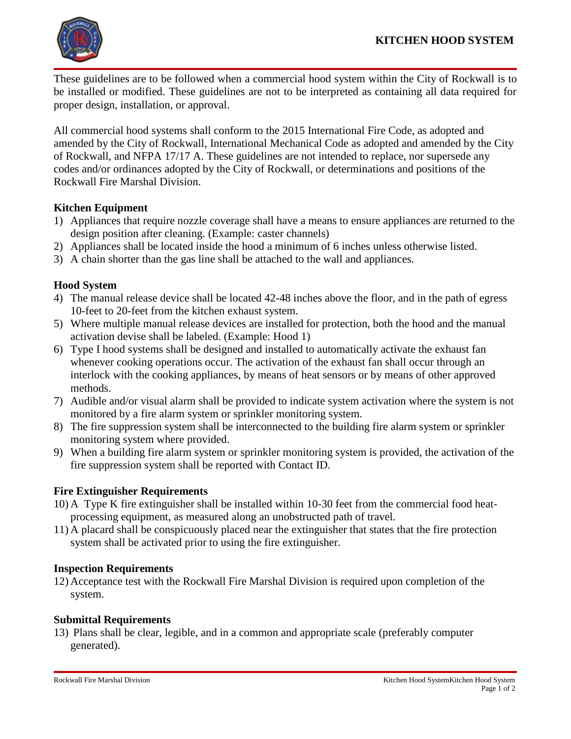# KITCHEN HOOD SYSTEM

These guidelines are to be followed when a commercial hood system within the City of Rockwall is to be installed or modified. These guidelines are not to be interpreted as containing all data required for proper design, installation, or approval.

All commercial hood systems shall conform to the 2015 International Fire Code, as adopted and amended by the City of Rockwall, International Mechanical Code as adopted and amended by the City of Rockwall, and NFPA 17/17 A. These guidelines are not intended to replace, nor supersede any codes and/or ordinances adopted by the City of Rockwall, or determinations and positions of the Rockwall Fire Marshal Division.

## Kitchen Equipment

1) Appliances that require nozzle coverage shall have a means to ensure appliances are returned to the design position after cleaning. (Example: caster channels)
2) Appliances shall be located inside the hood a minimum of 6 inches unless otherwise listed.
3) A chain shorter than the gas line shall be attached to the wall and appliances.

## Hood System

4) The manual release device shall be located 42-48 inches above the floor, and in the path of egress 10-feet to 20-feet from the kitchen exhaust system.
5) Where multiple manual release devices are installed for protection, both the hood and the manual activation devise shall be labeled. (Example: Hood 1)
6) Type I hood systems shall be designed and installed to automatically activate the exhaust fan whenever cooking operations occur. The activation of the exhaust fan shall occur through an interlock with the cooking appliances, by means of heat sensors or by means of other approved methods.
7) Audible and/or visual alarm shall be provided to indicate system activation where the system is not monitored by a fire alarm system or sprinkler monitoring system.
8) The fire suppression system shall be interconnected to the building fire alarm system or sprinkler monitoring system where provided.
9) When a building fire alarm system or sprinkler monitoring system is provided, the activation of the fire suppression system shall be reported with Contact ID.

## Fire Extinguisher Requirements

10) A Type K fire extinguisher shall be installed within 10-30 feet from the commercial food heat-processing equipment, as measured along an unobstructed path of travel.
11) A placard shall be conspicuously placed near the extinguisher that states that the fire protection system shall be activated prior to using the fire extinguisher.

## Inspection Requirements

12) Acceptance test with the Rockwall Fire Marshal Division is required upon completion of the system.

## Submittal Requirements

13) Plans shall be clear, legible, and in a common and appropriate scale (preferably computer generated).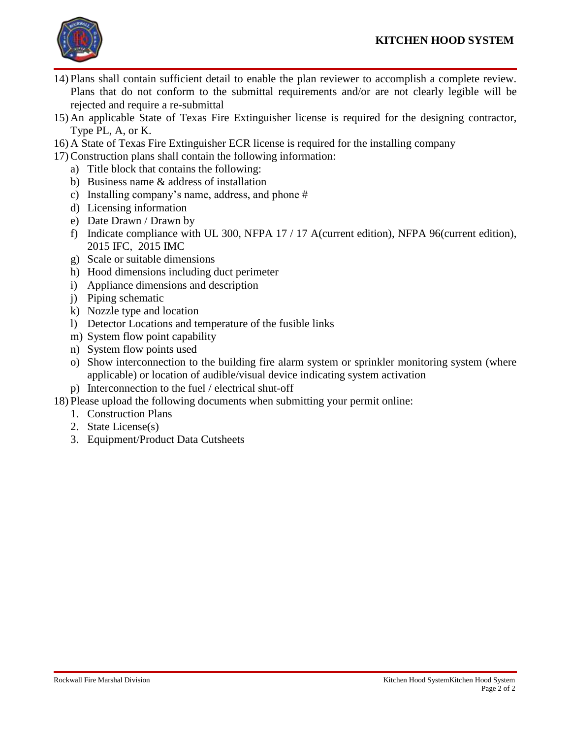14) Plans shall contain sufficient detail to enable the plan reviewer to accomplish a complete review. Plans that do not conform to the submittal requirements and/or are not clearly legible will be rejected and require a re-submittal
15) An applicable State of Texas Fire Extinguisher license is required for the designing contractor, Type PL, A, or K.
16) A State of Texas Fire Extinguisher ECR license is required for the installing company
17) Construction plans shall contain the following information:
    a) Title block that contains the following:
    b) Business name & address of installation
    c) Installing company's name, address, and phone #
    d) Licensing information
    e) Date Drawn / Drawn by
    f) Indicate compliance with UL 300, NFPA 17 / 17 A(current edition), NFPA 96(current edition), 2015 IFC, 2015 IMC
    g) Scale or suitable dimensions
    h) Hood dimensions including duct perimeter
    i) Appliance dimensions and description
    j) Piping schematic
    k) Nozzle type and location
    l) Detector Locations and temperature of the fusible links
    m) System flow point capability
    n) System flow points used
    o) Show interconnection to the building fire alarm system or sprinkler monitoring system (where applicable) or location of audible/visual device indicating system activation
    p) Interconnection to the fuel / electrical shut-off
18) Please upload the following documents when submitting your permit online:
    1. Construction Plans
    2. State License(s)
    3. Equipment/Product Data Cutsheets